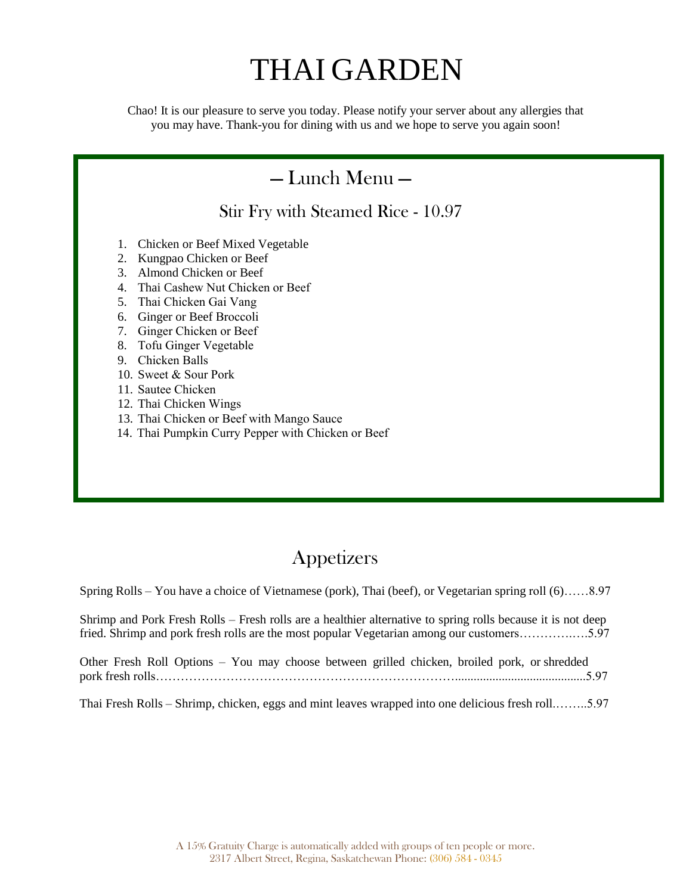# THAI GARDEN

Chao! It is our pleasure to serve you today. Please notify your server about any allergies that you may have. Thank-you for dining with us and we hope to serve you again soon!

## — Lunch Menu —

### Stir Fry with Steamed Rice - 10.97

1. Chicken or Beef Mixed Vegetable
2. Kungpao Chicken or Beef
3. Almond Chicken or Beef
4. Thai Cashew Nut Chicken or Beef
5. Thai Chicken Gai Vang
6. Ginger or Beef Broccoli
7. Ginger Chicken or Beef
8. Tofu Ginger Vegetable
9. Chicken Balls
10. Sweet & Sour Pork
11. Sautee Chicken
12. Thai Chicken Wings
13. Thai Chicken or Beef with Mango Sauce
14. Thai Pumpkin Curry Pepper with Chicken or Beef

## Appetizers

Spring Rolls – You have a choice of Vietnamese (pork), Thai (beef), or Vegetarian spring roll (6)……8.97

Shrimp and Pork Fresh Rolls – Fresh rolls are a healthier alternative to spring rolls because it is not deep fried. Shrimp and pork fresh rolls are the most popular Vegetarian among our customers………….….5.97

Other Fresh Roll Options – You may choose between grilled chicken, broiled pork, or shredded pork fresh rolls…………………………………………………………….........................................5.97

Thai Fresh Rolls – Shrimp, chicken, eggs and mint leaves wrapped into one delicious fresh roll.……..5.97

A 15% Gratuity Charge is automatically added with groups of ten people or more.
2317 Albert Street, Regina, Saskatchewan Phone: (306) 584 - 0345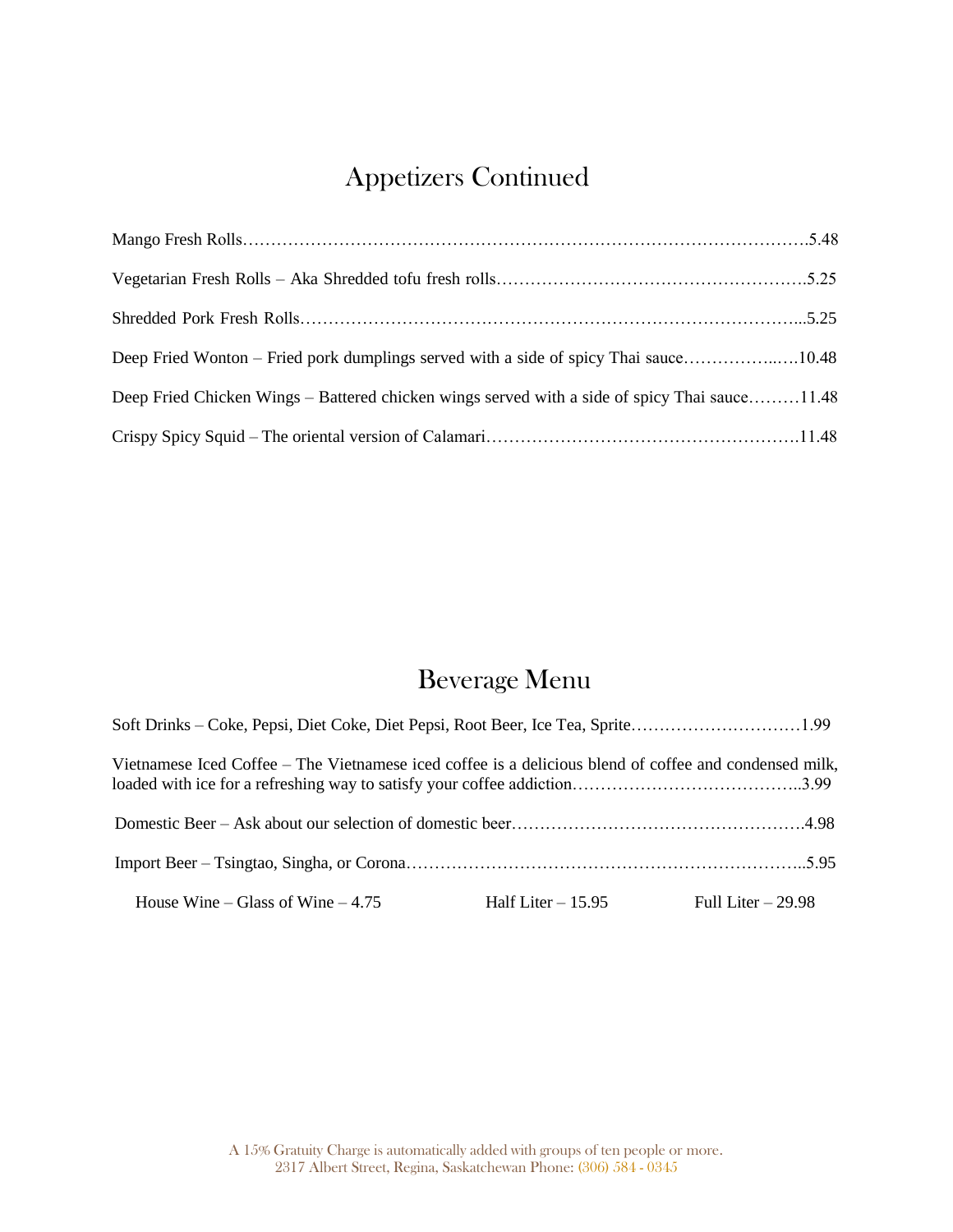## Appetizers Continued

Mango Fresh Rolls……………………………………………………………………………………….5.48

Vegetarian Fresh Rolls – Aka Shredded tofu fresh rolls……………………………………………….5.25

Shredded Pork Fresh Rolls…………………………………………………………………………...5.25

Deep Fried Wonton – Fried pork dumplings served with a side of spicy Thai sauce……………..….10.48

Deep Fried Chicken Wings – Battered chicken wings served with a side of spicy Thai sauce………11.48

Crispy Spicy Squid – The oriental version of Calamari……………………………………………….11.48

## Beverage Menu

Soft Drinks – Coke, Pepsi, Diet Coke, Diet Pepsi, Root Beer, Ice Tea, Sprite…………………………1.99

Vietnamese Iced Coffee – The Vietnamese iced coffee is a delicious blend of coffee and condensed milk, loaded with ice for a refreshing way to satisfy your coffee addiction…………………………………..3.99

Domestic Beer – Ask about our selection of domestic beer…………………………………………….4.98

Import Beer – Tsingtao, Singha, or Corona…………………………………………………………..5.95

House Wine – Glass of Wine – 4.75    Half Liter – 15.95    Full Liter – 29.98

A 15% Gratuity Charge is automatically added with groups of ten people or more.
2317 Albert Street, Regina, Saskatchewan Phone: (306) 584 - 0345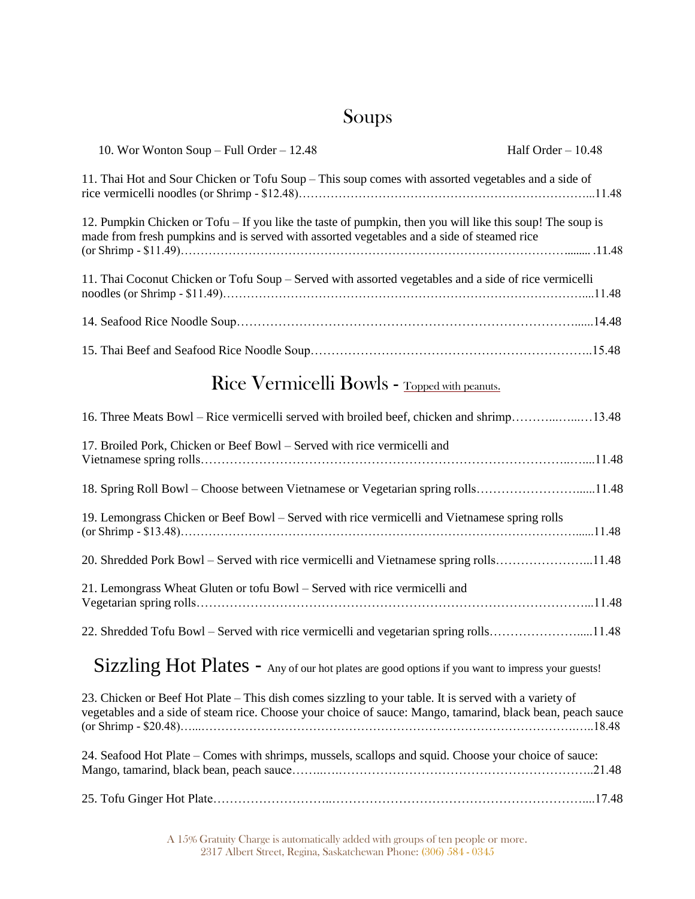# Soups

10. Wor Wonton Soup – Full Order – 12.48 Half Order – 10.48

11. Thai Hot and Sour Chicken or Tofu Soup – This soup comes with assorted vegetables and a side of rice vermicelli noodles (or Shrimp - $12.48)……………………………………………………………...11.48

12. Pumpkin Chicken or Tofu – If you like the taste of pumpkin, then you will like this soup! The soup is made from fresh pumpkins and is served with assorted vegetables and a side of steamed rice (or Shrimp - $11.49)………………………………………………………………………………........ .11.48

11. Thai Coconut Chicken or Tofu Soup – Served with assorted vegetables and a side of rice vermicelli noodles (or Shrimp - $11.49)……………………………………………………………………….....11.48

14. Seafood Rice Noodle Soup……………………………………………………………………......14.48

15. Thai Beef and Seafood Rice Noodle Soup…………………………………………………………..15.48

# Rice Vermicelli Bowls - Topped with peanuts.

16. Three Meats Bowl – Rice vermicelli served with broiled beef, chicken and shrimp………..…...…13.48

17. Broiled Pork, Chicken or Beef Bowl – Served with rice vermicelli and Vietnamese spring rolls……………………………………………………………………………..…....11.48

18. Spring Roll Bowl – Choose between Vietnamese or Vegetarian spring rolls…………………….......11.48

19. Lemongrass Chicken or Beef Bowl – Served with rice vermicelli and Vietnamese spring rolls (or Shrimp - $13.48)……………………………………………………………………………………......11.48

20. Shredded Pork Bowl – Served with rice vermicelli and Vietnamese spring rolls…………………...11.48

21. Lemongrass Wheat Gluten or tofu Bowl – Served with rice vermicelli and Vegetarian spring rolls……………………………………………………………………………………...11.48

22. Shredded Tofu Bowl – Served with rice vermicelli and vegetarian spring rolls…………………….....11.48

# Sizzling Hot Plates - Any of our hot plates are good options if you want to impress your guests!

23. Chicken or Beef Hot Plate – This dish comes sizzling to your table. It is served with a variety of vegetables and a side of steam rice. Choose your choice of sauce: Mango, tamarind, black bean, peach sauce (or Shrimp - $20.48)…...………………………………………………………………………….…..18.48

24. Seafood Hot Plate – Comes with shrimps, mussels, scallops and squid. Choose your choice of sauce: Mango, tamarind, black bean, peach sauce……..….……………………………………………………..21.48

25. Tofu Ginger Hot Plate………………………...……………………………………………………....17.48

A 15% Gratuity Charge is automatically added with groups of ten people or more.
2317 Albert Street, Regina, Saskatchewan Phone: (306) 584 - 0345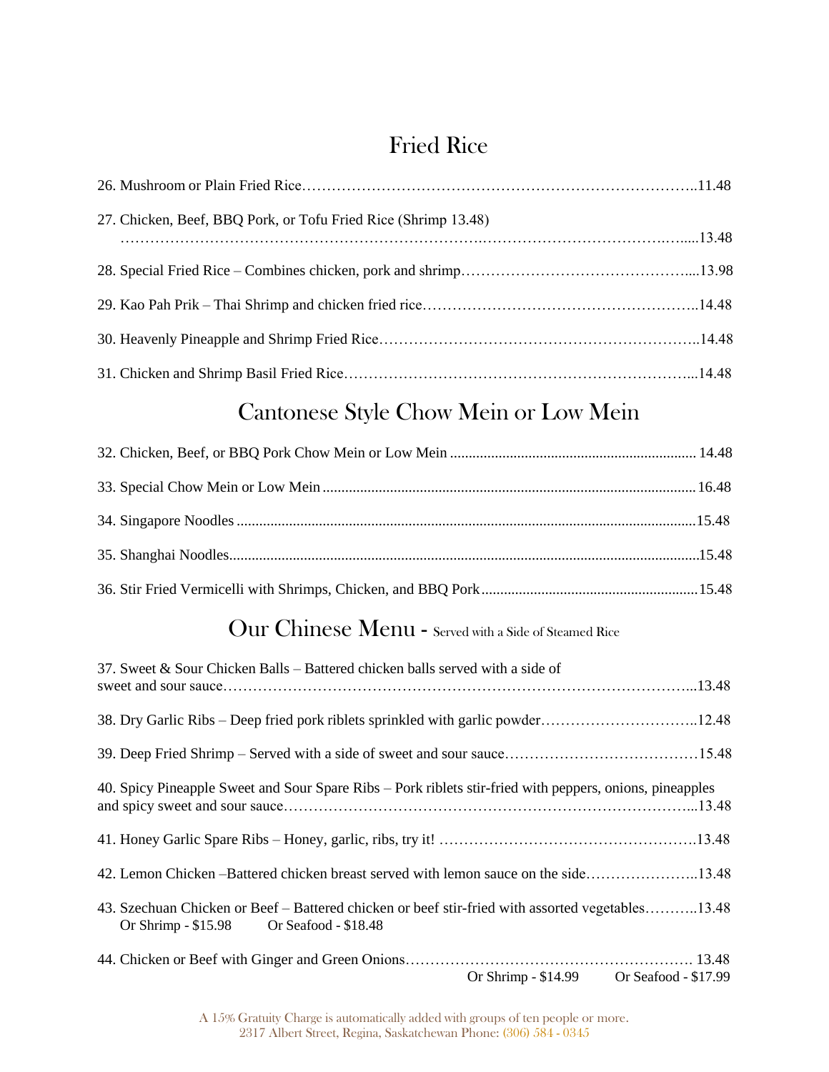## Fried Rice

26. Mushroom or Plain Fried Rice……………………………………………………………………..11.48

27. Chicken, Beef, BBQ Pork, or Tofu Fried Rice (Shrimp 13.48)
……………………………………………………………….…………………………….…....13.48

28. Special Fried Rice – Combines chicken, pork and shrimp……………………………………....13.98

29. Kao Pah Prik – Thai Shrimp and chicken fried rice……………………………………………..14.48

30. Heavenly Pineapple and Shrimp Fried Rice……………………………………………………..14.48

31. Chicken and Shrimp Basil Fried Rice…………………………………………………………...14.48

## Cantonese Style Chow Mein or Low Mein

32. Chicken, Beef, or BBQ Pork Chow Mein or Low Mein ................................................................. 14.48

33. Special Chow Mein or Low Mein ...................................................................................................16.48

34. Singapore Noodles ..........................................................................................................................15.48

35. Shanghai Noodles.............................................................................................................................15.48

36. Stir Fried Vermicelli with Shrimps, Chicken, and BBQ Pork ..........................................................15.48

## Our Chinese Menu - Served with a Side of Steamed Rice

37. Sweet & Sour Chicken Balls – Battered chicken balls served with a side of sweet and sour sauce…………………………………………………………………………………...13.48

38. Dry Garlic Ribs – Deep fried pork riblets sprinkled with garlic powder…………………………..12.48

39. Deep Fried Shrimp – Served with a side of sweet and sour sauce…………………………………15.48

40. Spicy Pineapple Sweet and Sour Spare Ribs – Pork riblets stir-fried with peppers, onions, pineapples and spicy sweet and sour sauce…………………………………………………………………...13.48

41. Honey Garlic Spare Ribs – Honey, garlic, ribs, try it! …………………………………………….13.48

42. Lemon Chicken –Battered chicken breast served with lemon sauce on the side…………………..13.48

43. Szechuan Chicken or Beef – Battered chicken or beef stir-fried with assorted vegetables………..13.48
Or Shrimp - $15.98 Or Seafood - $18.48

44. Chicken or Beef with Ginger and Green Onions………………………………………………. 13.48
Or Shrimp - $14.99 Or Seafood - $17.99

A 15% Gratuity Charge is automatically added with groups of ten people or more.
2317 Albert Street, Regina, Saskatchewan Phone: (306) 584 - 0345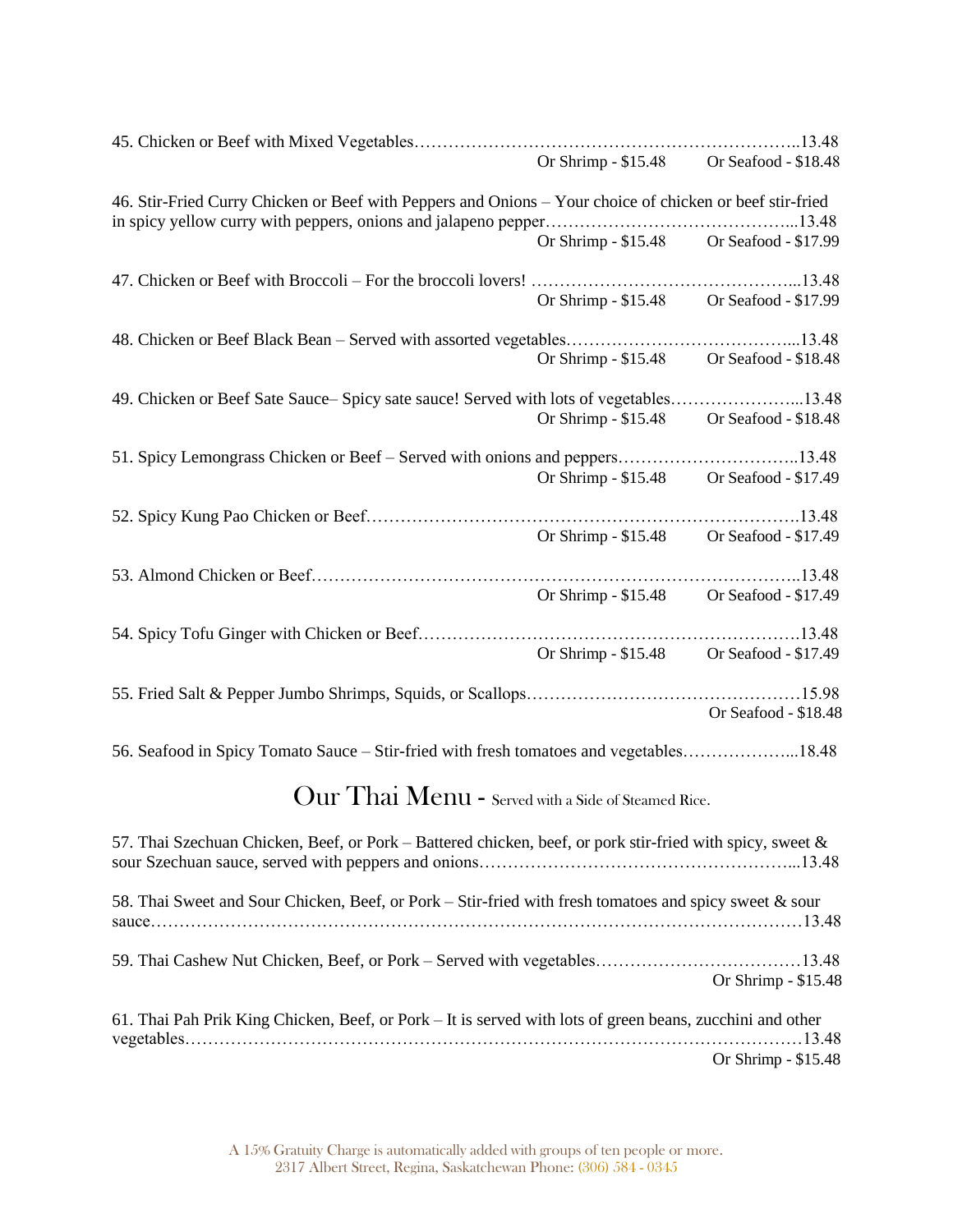45. Chicken or Beef with Mixed Vegetables……………………………………………………………..13.48
Or Shrimp - $15.48 Or Seafood - $18.48

46. Stir-Fried Curry Chicken or Beef with Peppers and Onions – Your choice of chicken or beef stir-fried in spicy yellow curry with peppers, onions and jalapeno pepper……………………………………...13.48
Or Shrimp - $15.48 Or Seafood - $17.99

47. Chicken or Beef with Broccoli – For the broccoli lovers! ………………………………………...13.48
Or Shrimp - $15.48 Or Seafood - $17.99

48. Chicken or Beef Black Bean – Served with assorted vegetables…………………………………...13.48
Or Shrimp - $15.48 Or Seafood - $18.48

49. Chicken or Beef Sate Sauce– Spicy sate sauce! Served with lots of vegetables…………………...13.48
Or Shrimp - $15.48 Or Seafood - $18.48

51. Spicy Lemongrass Chicken or Beef – Served with onions and peppers…………………………..13.48
Or Shrimp - $15.48 Or Seafood - $17.49

52. Spicy Kung Pao Chicken or Beef…………………………………………………………………13.48
Or Shrimp - $15.48 Or Seafood - $17.49

53. Almond Chicken or Beef………………………………………………………………………..13.48
Or Shrimp - $15.48 Or Seafood - $17.49

54. Spicy Tofu Ginger with Chicken or Beef…………………………………………………………13.48
Or Shrimp - $15.48 Or Seafood - $17.49

55. Fried Salt & Pepper Jumbo Shrimps, Squids, or Scallops…………………………………………15.98
Or Seafood - $18.48

56. Seafood in Spicy Tomato Sauce – Stir-fried with fresh tomatoes and vegetables………………...18.48

## Our Thai Menu - Served with a Side of Steamed Rice.

57. Thai Szechuan Chicken, Beef, or Pork – Battered chicken, beef, or pork stir-fried with spicy, sweet & sour Szechuan sauce, served with peppers and onions………………………………………………...13.48

58. Thai Sweet and Sour Chicken, Beef, or Pork – Stir-fried with fresh tomatoes and spicy sweet & sour sauce…………………………………………………………………………………………………13.48

59. Thai Cashew Nut Chicken, Beef, or Pork – Served with vegetables………………………………13.48
Or Shrimp - $15.48

61. Thai Pah Prik King Chicken, Beef, or Pork – It is served with lots of green beans, zucchini and other vegetables……………………………………………………………………………………………13.48
Or Shrimp - $15.48

A 15% Gratuity Charge is automatically added with groups of ten people or more.
2317 Albert Street, Regina, Saskatchewan Phone: (306) 584 - 0345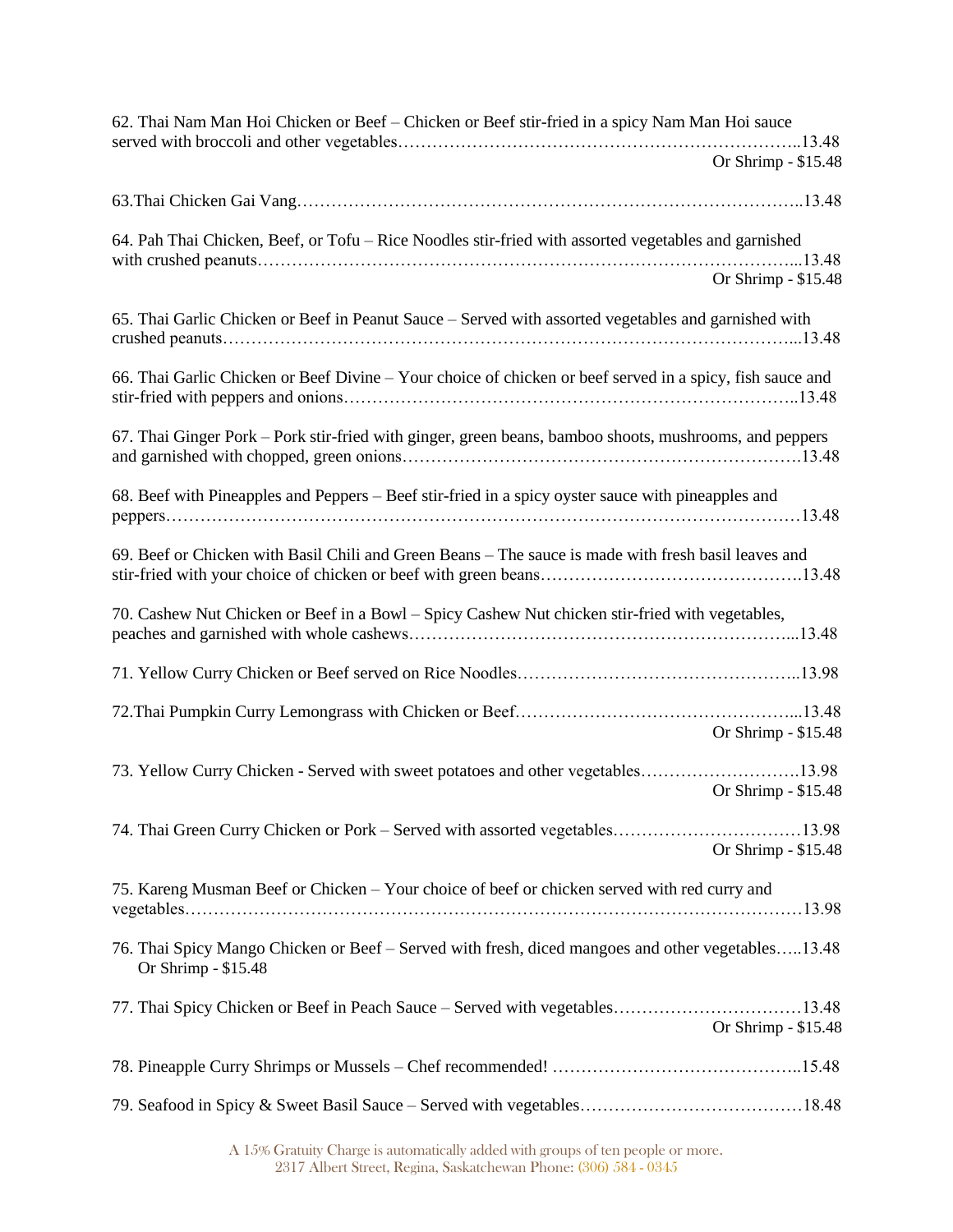62. Thai Nam Man Hoi Chicken or Beef – Chicken or Beef stir-fried in a spicy Nam Man Hoi sauce served with broccoli and other vegetables……………………………………………………………..13.48
Or Shrimp - $15.48

63.Thai Chicken Gai Vang……………………………………………………………………………..13.48

64. Pah Thai Chicken, Beef, or Tofu – Rice Noodles stir-fried with assorted vegetables and garnished with crushed peanuts………………………………………………………………………………...13.48
Or Shrimp - $15.48

65. Thai Garlic Chicken or Beef in Peanut Sauce – Served with assorted vegetables and garnished with crushed peanuts………………………………………………………………………………………...13.48

66. Thai Garlic Chicken or Beef Divine – Your choice of chicken or beef served in a spicy, fish sauce and stir-fried with peppers and onions…………………………………………………………………..13.48

67. Thai Ginger Pork – Pork stir-fried with ginger, green beans, bamboo shoots, mushrooms, and peppers and garnished with chopped, green onions……………………………………………………………13.48

68. Beef with Pineapples and Peppers – Beef stir-fried in a spicy oyster sauce with pineapples and peppers…………………………………………………………………………………………………13.48

69. Beef or Chicken with Basil Chili and Green Beans – The sauce is made with fresh basil leaves and stir-fried with your choice of chicken or beef with green beans……………………………………….13.48

70. Cashew Nut Chicken or Beef in a Bowl – Spicy Cashew Nut chicken stir-fried with vegetables, peaches and garnished with whole cashews…………………………………………………………...13.48

71. Yellow Curry Chicken or Beef served on Rice Noodles…………………………………………..13.98

72.Thai Pumpkin Curry Lemongrass with Chicken or Beef…………………………………………...13.48
Or Shrimp - $15.48

73. Yellow Curry Chicken - Served with sweet potatoes and other vegetables……………………….13.98
Or Shrimp - $15.48

74. Thai Green Curry Chicken or Pork – Served with assorted vegetables……………………………13.98
Or Shrimp - $15.48

75. Kareng Musman Beef or Chicken – Your choice of beef or chicken served with red curry and vegetables……………………………………………………………………………………………13.98

76. Thai Spicy Mango Chicken or Beef – Served with fresh, diced mangoes and other vegetables…..13.48
Or Shrimp - $15.48

77. Thai Spicy Chicken or Beef in Peach Sauce – Served with vegetables……………………………13.48
Or Shrimp - $15.48

78. Pineapple Curry Shrimps or Mussels – Chef recommended! ……………………………………..15.48

79. Seafood in Spicy & Sweet Basil Sauce – Served with vegetables…………………………………18.48

A 15% Gratuity Charge is automatically added with groups of ten people or more.
2317 Albert Street, Regina, Saskatchewan Phone: (306) 584 - 0345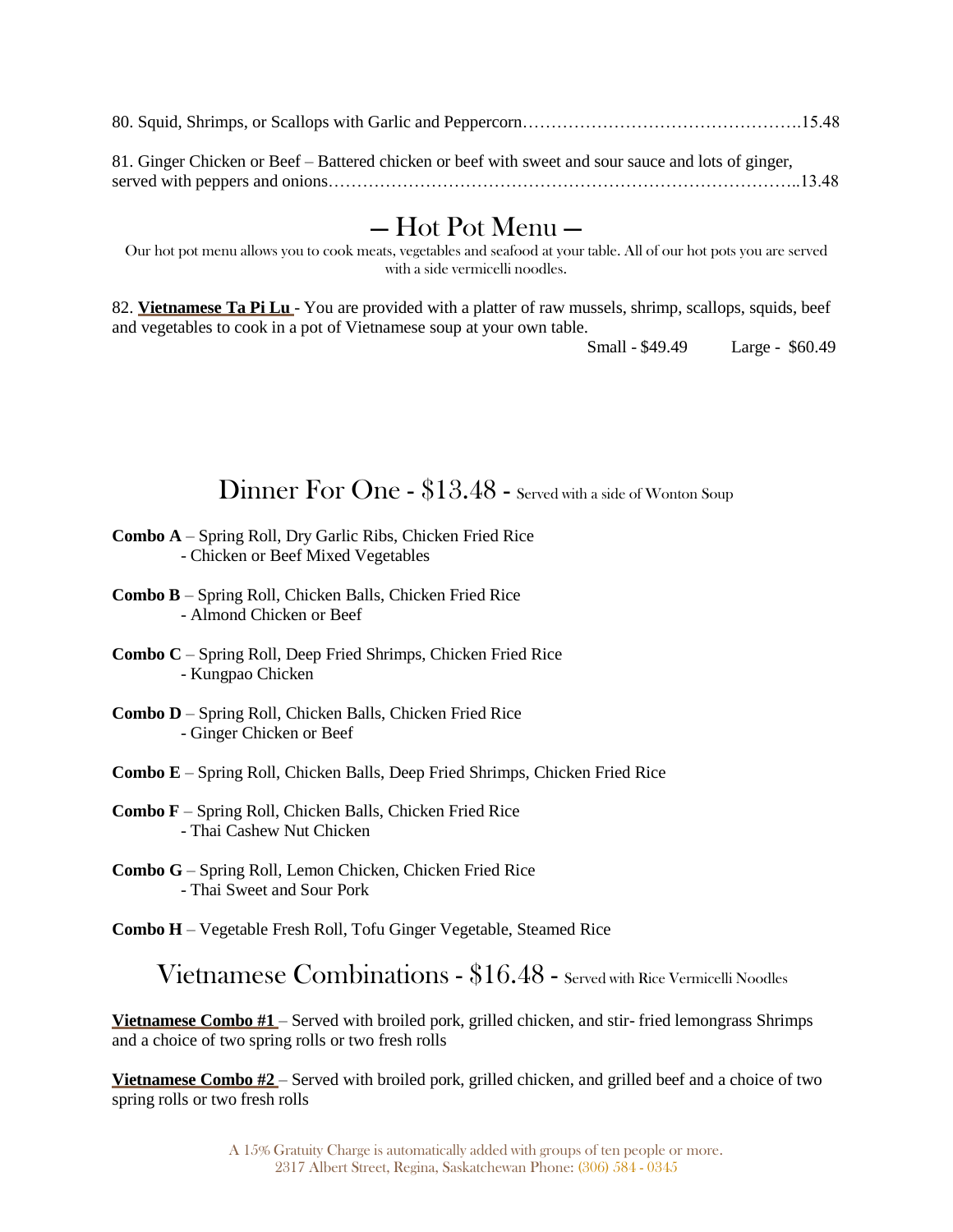80. Squid, Shrimps, or Scallops with Garlic and Peppercorn………………………………………….15.48

81. Ginger Chicken or Beef – Battered chicken or beef with sweet and sour sauce and lots of ginger, served with peppers and onions………………………………………………………………………..13.48

## — Hot Pot Menu —

Our hot pot menu allows you to cook meats, vegetables and seafood at your table. All of our hot pots you are served with a side vermicelli noodles.

82. **Vietnamese Ta Pi Lu** - You are provided with a platter of raw mussels, shrimp, scallops, squids, beef and vegetables to cook in a pot of Vietnamese soup at your own table.

Small - $49.49 Large - $60.49

## Dinner For One - $13.48 - Served with a side of Wonton Soup

**Combo A** – Spring Roll, Dry Garlic Ribs, Chicken Fried Rice
- Chicken or Beef Mixed Vegetables

**Combo B** – Spring Roll, Chicken Balls, Chicken Fried Rice
- Almond Chicken or Beef

**Combo C** – Spring Roll, Deep Fried Shrimps, Chicken Fried Rice
- Kungpao Chicken

**Combo D** – Spring Roll, Chicken Balls, Chicken Fried Rice
- Ginger Chicken or Beef

**Combo E** – Spring Roll, Chicken Balls, Deep Fried Shrimps, Chicken Fried Rice

**Combo F** – Spring Roll, Chicken Balls, Chicken Fried Rice
- Thai Cashew Nut Chicken

**Combo G** – Spring Roll, Lemon Chicken, Chicken Fried Rice
- Thai Sweet and Sour Pork

**Combo H** – Vegetable Fresh Roll, Tofu Ginger Vegetable, Steamed Rice

## Vietnamese Combinations - $16.48 - Served with Rice Vermicelli Noodles

**Vietnamese Combo #1** – Served with broiled pork, grilled chicken, and stir- fried lemongrass Shrimps and a choice of two spring rolls or two fresh rolls

**Vietnamese Combo #2** – Served with broiled pork, grilled chicken, and grilled beef and a choice of two spring rolls or two fresh rolls

A 15% Gratuity Charge is automatically added with groups of ten people or more.
2317 Albert Street, Regina, Saskatchewan Phone: (306) 584 - 0345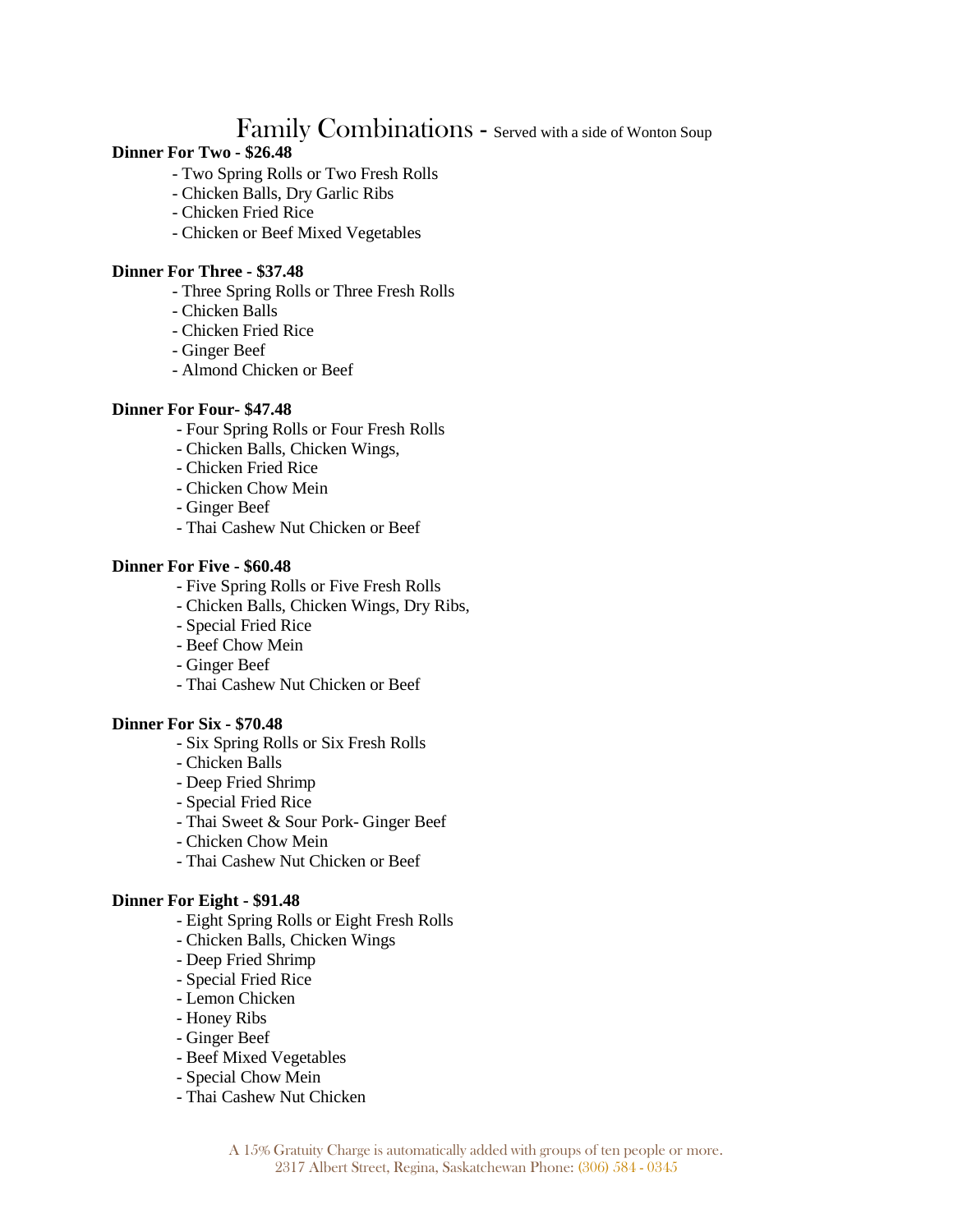# Family Combinations - Served with a side of Wonton Soup

**Dinner For Two - $26.48**

- Two Spring Rolls or Two Fresh Rolls
- Chicken Balls, Dry Garlic Ribs
- Chicken Fried Rice
- Chicken or Beef Mixed Vegetables

**Dinner For Three - $37.48**

- Three Spring Rolls or Three Fresh Rolls
- Chicken Balls
- Chicken Fried Rice
- Ginger Beef
- Almond Chicken or Beef

**Dinner For Four- $47.48**

- Four Spring Rolls or Four Fresh Rolls
- Chicken Balls, Chicken Wings,
- Chicken Fried Rice
- Chicken Chow Mein
- Ginger Beef
- Thai Cashew Nut Chicken or Beef

**Dinner For Five - $60.48**

- Five Spring Rolls or Five Fresh Rolls
- Chicken Balls, Chicken Wings, Dry Ribs,
- Special Fried Rice
- Beef Chow Mein
- Ginger Beef
- Thai Cashew Nut Chicken or Beef

**Dinner For Six - $70.48**

- Six Spring Rolls or Six Fresh Rolls
- Chicken Balls
- Deep Fried Shrimp
- Special Fried Rice
- Thai Sweet & Sour Pork- Ginger Beef
- Chicken Chow Mein
- Thai Cashew Nut Chicken or Beef

**Dinner For Eight - $91.48**

- Eight Spring Rolls or Eight Fresh Rolls
- Chicken Balls, Chicken Wings
- Deep Fried Shrimp
- Special Fried Rice
- Lemon Chicken
- Honey Ribs
- Ginger Beef
- Beef Mixed Vegetables
- Special Chow Mein
- Thai Cashew Nut Chicken

A 15% Gratuity Charge is automatically added with groups of ten people or more.
2317 Albert Street, Regina, Saskatchewan Phone: (306) 584 - 0345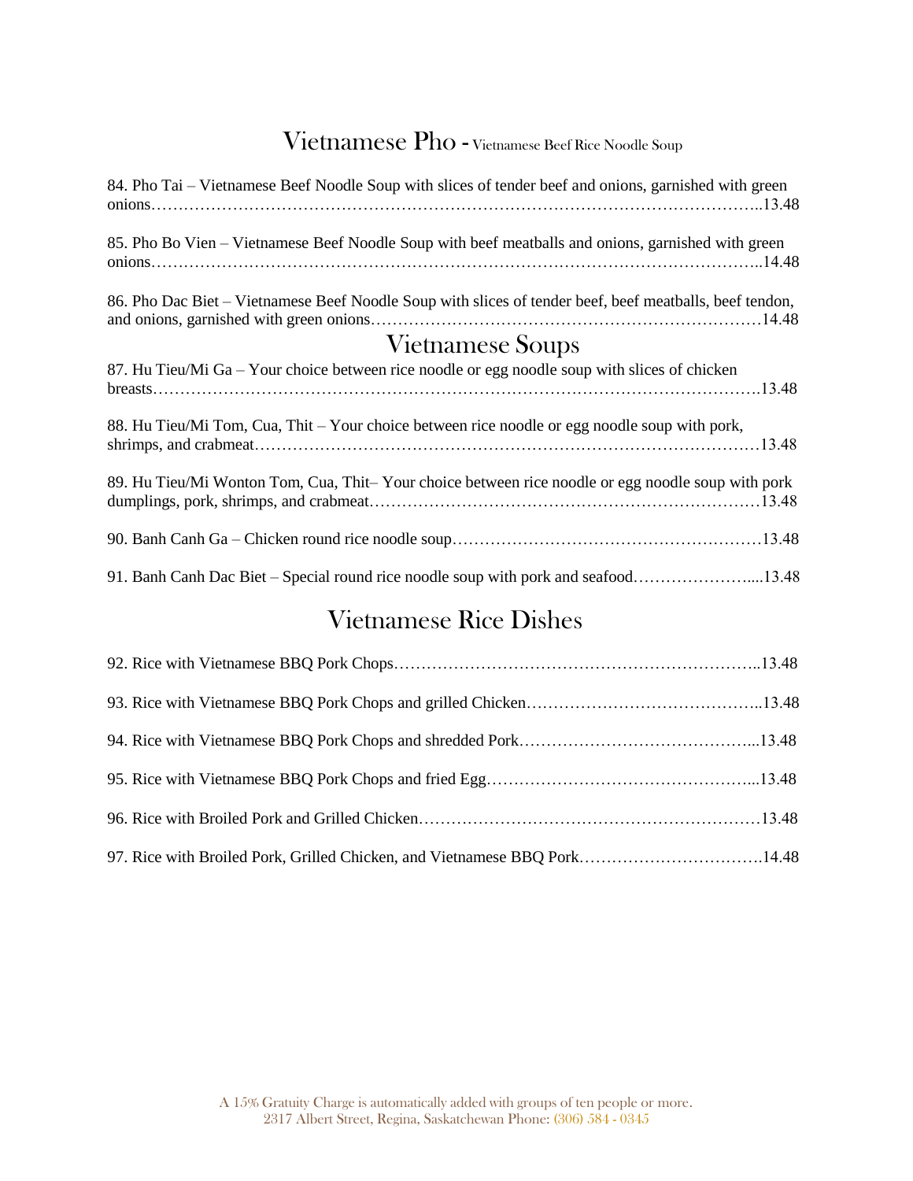## Vietnamese Pho - Vietnamese Beef Rice Noodle Soup

84. Pho Tai – Vietnamese Beef Noodle Soup with slices of tender beef and onions, garnished with green onions……………………………………………………………………………………………..13.48

85. Pho Bo Vien – Vietnamese Beef Noodle Soup with beef meatballs and onions, garnished with green onions……………………………………………………………………………………………..14.48

86. Pho Dac Biet – Vietnamese Beef Noodle Soup with slices of tender beef, beef meatballs, beef tendon, and onions, garnished with green onions……………………………………………………………14.48

## Vietnamese Soups

87. Hu Tieu/Mi Ga – Your choice between rice noodle or egg noodle soup with slices of chicken breasts…………………………………………………………………………………………………13.48

88. Hu Tieu/Mi Tom, Cua, Thit – Your choice between rice noodle or egg noodle soup with pork, shrimps, and crabmeat…………………………………………………………………………………13.48

89. Hu Tieu/Mi Wonton Tom, Cua, Thit– Your choice between rice noodle or egg noodle soup with pork dumplings, pork, shrimps, and crabmeat……………………………………………………………13.48

90. Banh Canh Ga – Chicken round rice noodle soup…………………………………………………13.48

91. Banh Canh Dac Biet – Special round rice noodle soup with pork and seafood…………………....13.48

## Vietnamese Rice Dishes

92. Rice with Vietnamese BBQ Pork Chops…………………………………………………………..13.48

93. Rice with Vietnamese BBQ Pork Chops and grilled Chicken……………………………………..13.48

94. Rice with Vietnamese BBQ Pork Chops and shredded Pork……………………………………...13.48

95. Rice with Vietnamese BBQ Pork Chops and fried Egg…………………………………………...13.48

96. Rice with Broiled Pork and Grilled Chicken………………………………………………………13.48

97. Rice with Broiled Pork, Grilled Chicken, and Vietnamese BBQ Pork…………………………….14.48

A 15% Gratuity Charge is automatically added with groups of ten people or more.
2317 Albert Street, Regina, Saskatchewan Phone: (306) 584 - 0345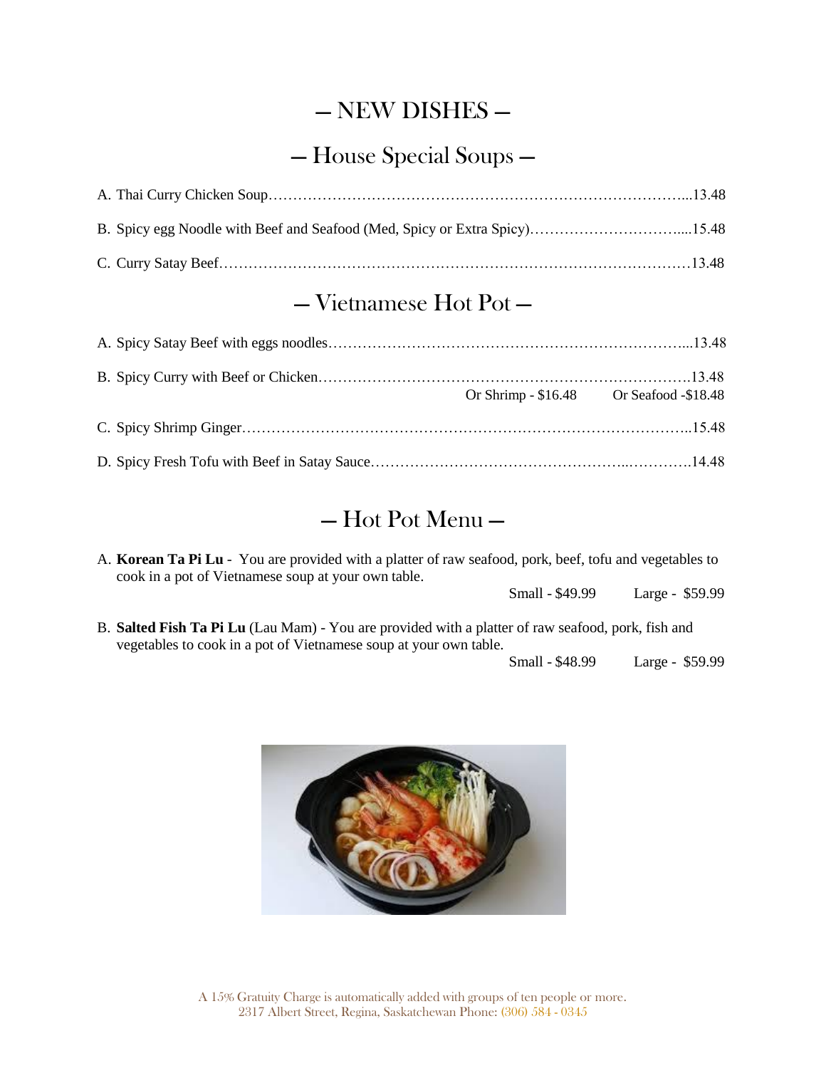# — NEW DISHES —

## — House Special Soups —

A. Thai Curry Chicken Soup…………………………………………………………………………...13.48

B. Spicy egg Noodle with Beef and Seafood (Med, Spicy or Extra Spicy)…………………………....15.48

C. Curry Satay Beef……………………………………………………………………………………13.48

## — Vietnamese Hot Pot —

A. Spicy Satay Beef with eggs noodles……………………………………………………………....13.48

B. Spicy Curry with Beef or Chicken…………………………………………………………………13.48
Or Shrimp - $16.48 Or Seafood -$18.48

C. Spicy Shrimp Ginger………………………………………………………………………………..15.48

D. Spicy Fresh Tofu with Beef in Satay Sauce…………………………………………...………….14.48

## — Hot Pot Menu —

A. **Korean Ta Pi Lu** - You are provided with a platter of raw seafood, pork, beef, tofu and vegetables to cook in a pot of Vietnamese soup at your own table.
Small - $49.99 Large - $59.99

B. **Salted Fish Ta Pi Lu** (Lau Mam) - You are provided with a platter of raw seafood, pork, fish and vegetables to cook in a pot of Vietnamese soup at your own table.
Small - $48.99 Large - $59.99

A 15% Gratuity Charge is automatically added with groups of ten people or more.
2317 Albert Street, Regina, Saskatchewan Phone: (306) 584 - 0345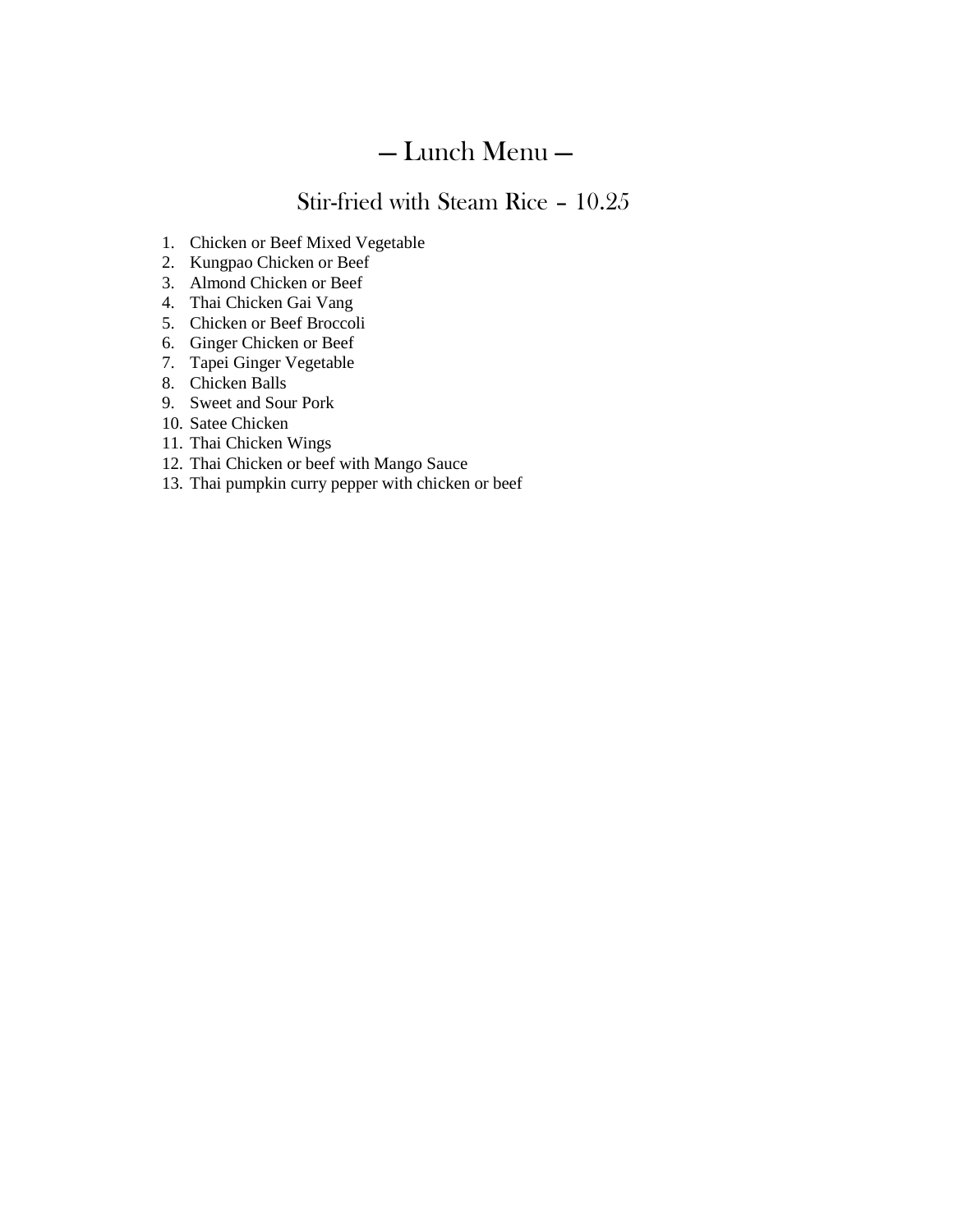# — Lunch Menu —

## Stir-fried with Steam Rice – 10.25

1. Chicken or Beef Mixed Vegetable
2. Kungpao Chicken or Beef
3. Almond Chicken or Beef
4. Thai Chicken Gai Vang
5. Chicken or Beef Broccoli
6. Ginger Chicken or Beef
7. Tapei Ginger Vegetable
8. Chicken Balls
9. Sweet and Sour Pork
10. Satee Chicken
11. Thai Chicken Wings
12. Thai Chicken or beef with Mango Sauce
13. Thai pumpkin curry pepper with chicken or beef